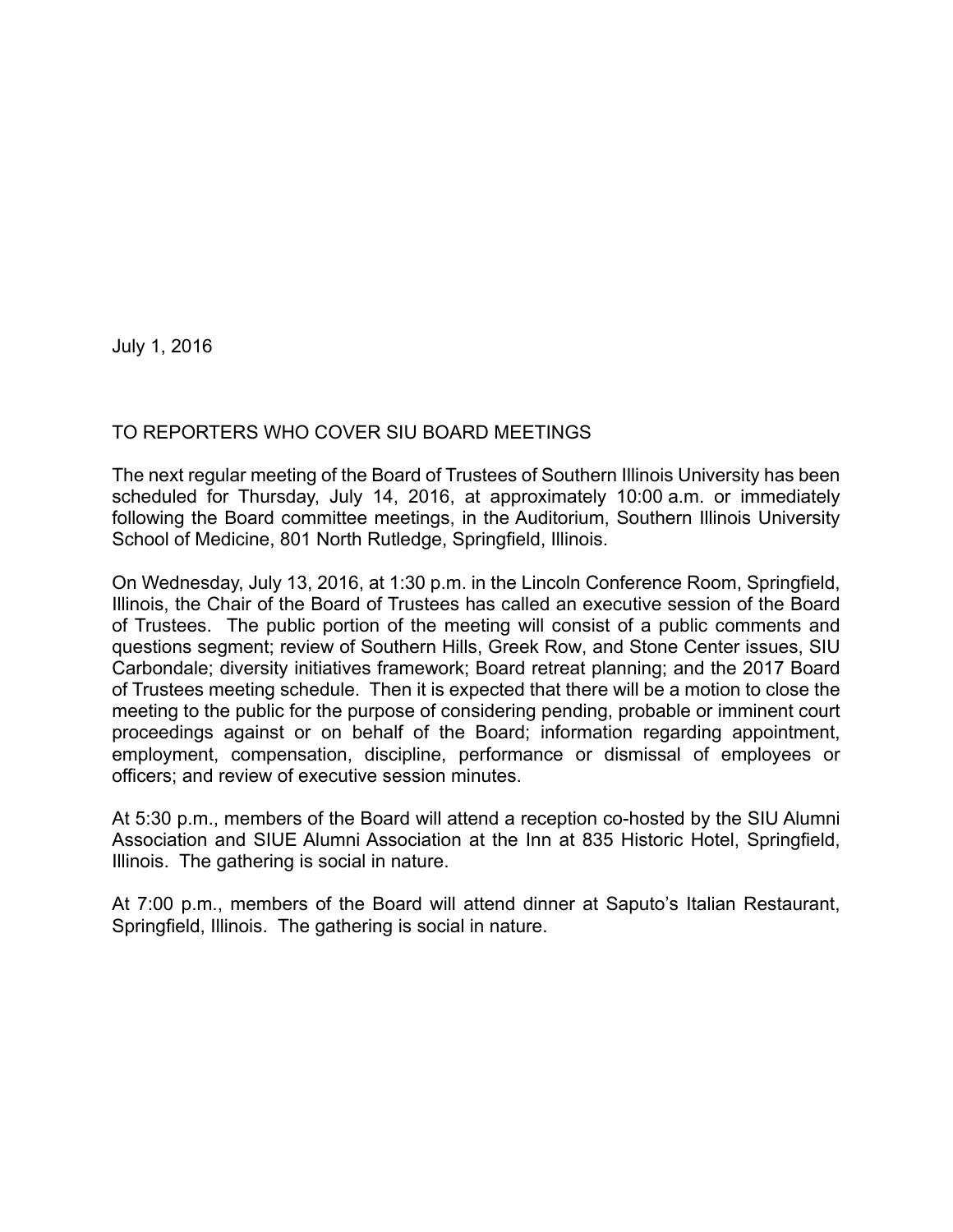July 1, 2016

TO REPORTERS WHO COVER SIU BOARD MEETINGS

The next regular meeting of the Board of Trustees of Southern Illinois University has been scheduled for Thursday, July 14, 2016, at approximately 10:00 a.m. or immediately following the Board committee meetings, in the Auditorium, Southern Illinois University School of Medicine, 801 North Rutledge, Springfield, Illinois.

On Wednesday, July 13, 2016, at 1:30 p.m. in the Lincoln Conference Room, Springfield, Illinois, the Chair of the Board of Trustees has called an executive session of the Board of Trustees. The public portion of the meeting will consist of a public comments and questions segment; review of Southern Hills, Greek Row, and Stone Center issues, SIU Carbondale; diversity initiatives framework; Board retreat planning; and the 2017 Board of Trustees meeting schedule. Then it is expected that there will be a motion to close the meeting to the public for the purpose of considering pending, probable or imminent court proceedings against or on behalf of the Board; information regarding appointment, employment, compensation, discipline, performance or dismissal of employees or officers; and review of executive session minutes.

At 5:30 p.m., members of the Board will attend a reception co-hosted by the SIU Alumni Association and SIUE Alumni Association at the Inn at 835 Historic Hotel, Springfield, Illinois. The gathering is social in nature.

At 7:00 p.m., members of the Board will attend dinner at Saputo's Italian Restaurant, Springfield, Illinois. The gathering is social in nature.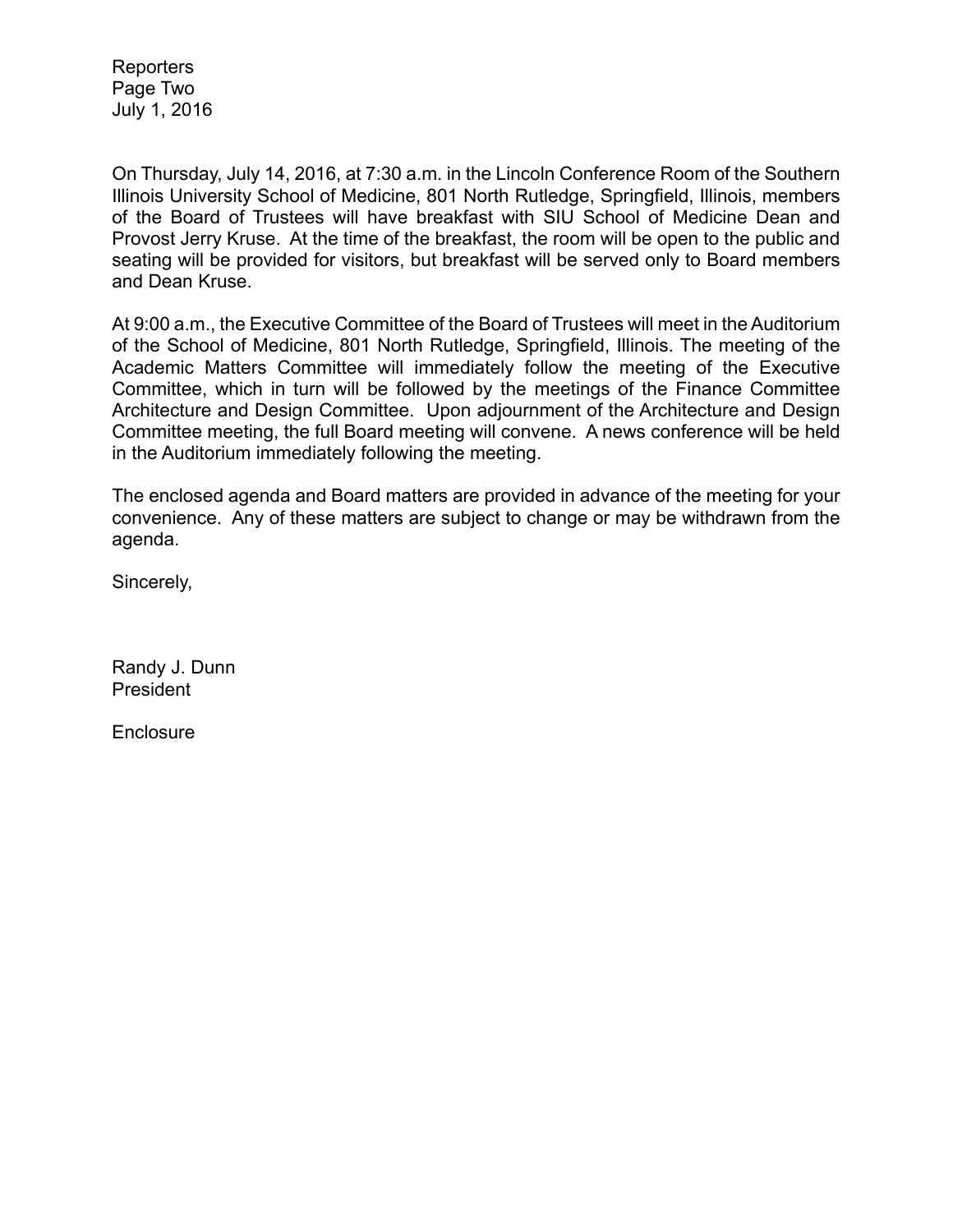On Thursday, July 14, 2016, at 7:30 a.m. in the Lincoln Conference Room of the Southern Illinois University School of Medicine, 801 North Rutledge, Springfield, Illinois, members of the Board of Trustees will have breakfast with SIU School of Medicine Dean and Provost Jerry Kruse. At the time of the breakfast, the room will be open to the public and seating will be provided for visitors, but breakfast will be served only to Board members and Dean Kruse.

At 9:00 a.m., the Executive Committee of the Board of Trustees will meet in the Auditorium of the School of Medicine, 801 North Rutledge, Springfield, Illinois. The meeting of the Academic Matters Committee will immediately follow the meeting of the Executive Committee, which in turn will be followed by the meetings of the Finance Committee Architecture and Design Committee. Upon adjournment of the Architecture and Design Committee meeting, the full Board meeting will convene. A news conference will be held in the Auditorium immediately following the meeting.

The enclosed agenda and Board matters are provided in advance of the meeting for your convenience. Any of these matters are subject to change or may be withdrawn from the agenda.

Sincerely,

Randy J. Dunn
President

Enclosure